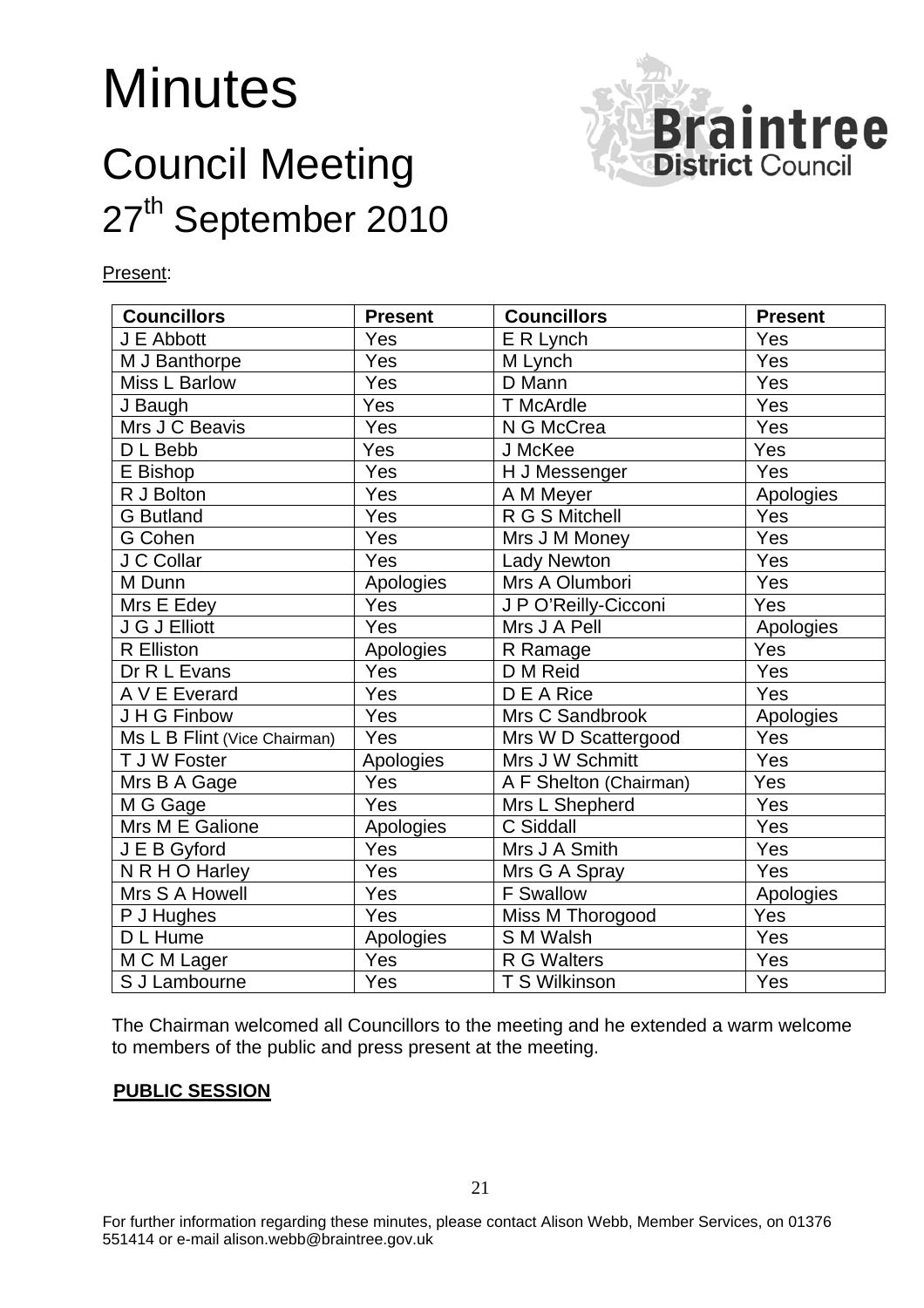# Minutes

## Council Meeting

## 27th September 2010

Braintree District Council

Present:

| Councillors | Present | Councillors | Present |
|---|---|---|---|
| J E Abbott | Yes | E R Lynch | Yes |
| M J Banthorpe | Yes | M Lynch | Yes |
| Miss L Barlow | Yes | D Mann | Yes |
| J Baugh | Yes | T McArdle | Yes |
| Mrs J C Beavis | Yes | N G McCrea | Yes |
| D L Bebb | Yes | J McKee | Yes |
| E Bishop | Yes | H J Messenger | Yes |
| R J Bolton | Yes | A M Meyer | Apologies |
| G Butland | Yes | R G S Mitchell | Yes |
| G Cohen | Yes | Mrs J M Money | Yes |
| J C Collar | Yes | Lady Newton | Yes |
| M Dunn | Apologies | Mrs A Olumbori | Yes |
| Mrs E Edey | Yes | J P O'Reilly-Cicconi | Yes |
| J G J Elliott | Yes | Mrs J A Pell | Apologies |
| R Elliston | Apologies | R Ramage | Yes |
| Dr R L Evans | Yes | D M Reid | Yes |
| A V E Everard | Yes | D E A Rice | Yes |
| J H G Finbow | Yes | Mrs C Sandbrook | Apologies |
| Ms L B Flint (Vice Chairman) | Yes | Mrs W D Scattergood | Yes |
| T J W Foster | Apologies | Mrs J W Schmitt | Yes |
| Mrs B A Gage | Yes | A F Shelton (Chairman) | Yes |
| M G Gage | Yes | Mrs L Shepherd | Yes |
| Mrs M E Galione | Apologies | C Siddall | Yes |
| J E B Gyford | Yes | Mrs J A Smith | Yes |
| N R H O Harley | Yes | Mrs G A Spray | Yes |
| Mrs S A Howell | Yes | F Swallow | Apologies |
| P J Hughes | Yes | Miss M Thorogood | Yes |
| D L Hume | Apologies | S M Walsh | Yes |
| M C M Lager | Yes | R G Walters | Yes |
| S J Lambourne | Yes | T S Wilkinson | Yes |

The Chairman welcomed all Councillors to the meeting and he extended a warm welcome to members of the public and press present at the meeting.

**PUBLIC SESSION**

For further information regarding these minutes, please contact Alison Webb, Member Services, on 01376 551414 or e-mail alison.webb@braintree.gov.uk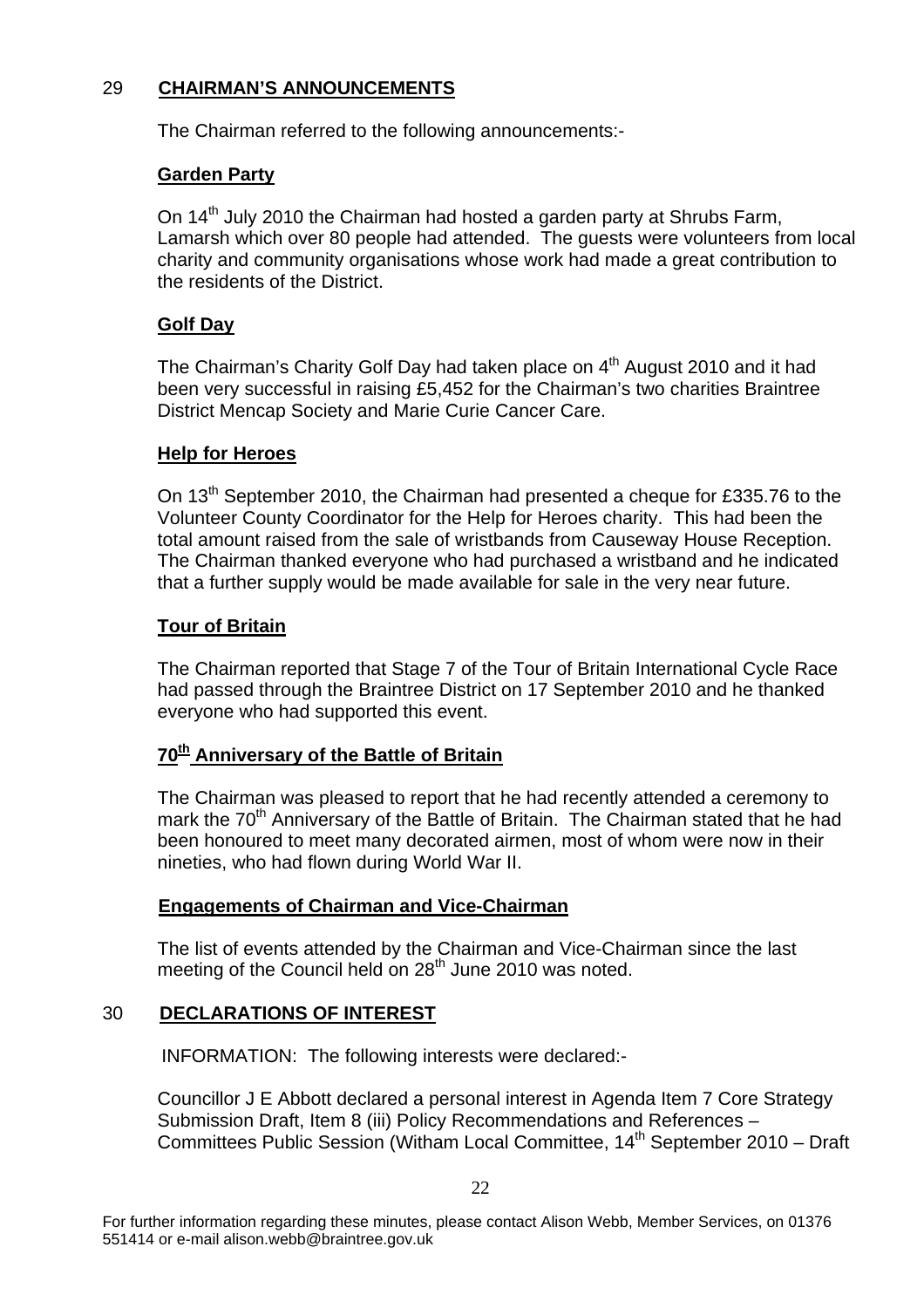## 29 CHAIRMAN'S ANNOUNCEMENTS

The Chairman referred to the following announcements:-

**Garden Party**

On 14th July 2010 the Chairman had hosted a garden party at Shrubs Farm, Lamarsh which over 80 people had attended. The guests were volunteers from local charity and community organisations whose work had made a great contribution to the residents of the District.

**Golf Day**

The Chairman's Charity Golf Day had taken place on 4th August 2010 and it had been very successful in raising £5,452 for the Chairman's two charities Braintree District Mencap Society and Marie Curie Cancer Care.

**Help for Heroes**

On 13th September 2010, the Chairman had presented a cheque for £335.76 to the Volunteer County Coordinator for the Help for Heroes charity. This had been the total amount raised from the sale of wristbands from Causeway House Reception. The Chairman thanked everyone who had purchased a wristband and he indicated that a further supply would be made available for sale in the very near future.

**Tour of Britain**

The Chairman reported that Stage 7 of the Tour of Britain International Cycle Race had passed through the Braintree District on 17 September 2010 and he thanked everyone who had supported this event.

**70th Anniversary of the Battle of Britain**

The Chairman was pleased to report that he had recently attended a ceremony to mark the 70th Anniversary of the Battle of Britain. The Chairman stated that he had been honoured to meet many decorated airmen, most of whom were now in their nineties, who had flown during World War II.

**Engagements of Chairman and Vice-Chairman**

The list of events attended by the Chairman and Vice-Chairman since the last meeting of the Council held on 28th June 2010 was noted.

## 30 DECLARATIONS OF INTEREST

INFORMATION: The following interests were declared:-

Councillor J E Abbott declared a personal interest in Agenda Item 7 Core Strategy Submission Draft, Item 8 (iii) Policy Recommendations and References – Committees Public Session (Witham Local Committee, 14th September 2010 – Draft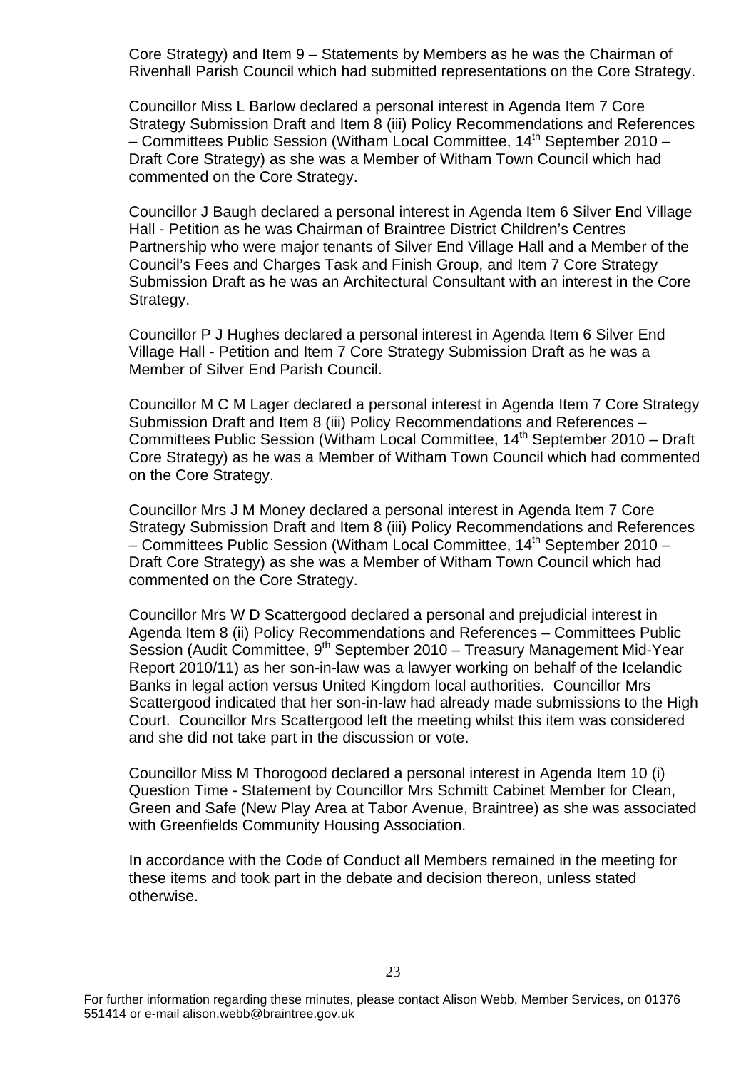Core Strategy) and Item 9 – Statements by Members as he was the Chairman of Rivenhall Parish Council which had submitted representations on the Core Strategy.

Councillor Miss L Barlow declared a personal interest in Agenda Item 7 Core Strategy Submission Draft and Item 8 (iii) Policy Recommendations and References – Committees Public Session (Witham Local Committee, 14th September 2010 – Draft Core Strategy) as she was a Member of Witham Town Council which had commented on the Core Strategy.

Councillor J Baugh declared a personal interest in Agenda Item 6 Silver End Village Hall - Petition as he was Chairman of Braintree District Children's Centres Partnership who were major tenants of Silver End Village Hall and a Member of the Council's Fees and Charges Task and Finish Group, and Item 7 Core Strategy Submission Draft as he was an Architectural Consultant with an interest in the Core Strategy.

Councillor P J Hughes declared a personal interest in Agenda Item 6 Silver End Village Hall - Petition and Item 7 Core Strategy Submission Draft as he was a Member of Silver End Parish Council.

Councillor M C M Lager declared a personal interest in Agenda Item 7 Core Strategy Submission Draft and Item 8 (iii) Policy Recommendations and References – Committees Public Session (Witham Local Committee, 14th September 2010 – Draft Core Strategy) as he was a Member of Witham Town Council which had commented on the Core Strategy.

Councillor Mrs J M Money declared a personal interest in Agenda Item 7 Core Strategy Submission Draft and Item 8 (iii) Policy Recommendations and References – Committees Public Session (Witham Local Committee, 14th September 2010 – Draft Core Strategy) as she was a Member of Witham Town Council which had commented on the Core Strategy.

Councillor Mrs W D Scattergood declared a personal and prejudicial interest in Agenda Item 8 (ii) Policy Recommendations and References – Committees Public Session (Audit Committee, 9th September 2010 – Treasury Management Mid-Year Report 2010/11) as her son-in-law was a lawyer working on behalf of the Icelandic Banks in legal action versus United Kingdom local authorities. Councillor Mrs Scattergood indicated that her son-in-law had already made submissions to the High Court. Councillor Mrs Scattergood left the meeting whilst this item was considered and she did not take part in the discussion or vote.

Councillor Miss M Thorogood declared a personal interest in Agenda Item 10 (i) Question Time - Statement by Councillor Mrs Schmitt Cabinet Member for Clean, Green and Safe (New Play Area at Tabor Avenue, Braintree) as she was associated with Greenfields Community Housing Association.

In accordance with the Code of Conduct all Members remained in the meeting for these items and took part in the debate and decision thereon, unless stated otherwise.

For further information regarding these minutes, please contact Alison Webb, Member Services, on 01376 551414 or e-mail alison.webb@braintree.gov.uk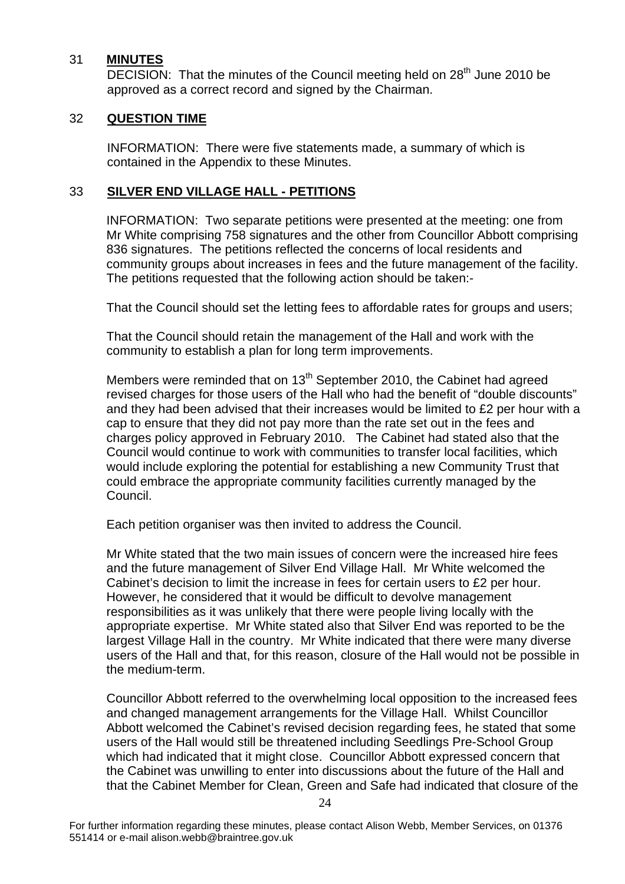## 31 **MINUTES**

DECISION: That the minutes of the Council meeting held on 28th June 2010 be approved as a correct record and signed by the Chairman.

## 32 **QUESTION TIME**

INFORMATION: There were five statements made, a summary of which is contained in the Appendix to these Minutes.

## 33 **SILVER END VILLAGE HALL - PETITIONS**

INFORMATION: Two separate petitions were presented at the meeting: one from Mr White comprising 758 signatures and the other from Councillor Abbott comprising 836 signatures. The petitions reflected the concerns of local residents and community groups about increases in fees and the future management of the facility. The petitions requested that the following action should be taken:-

That the Council should set the letting fees to affordable rates for groups and users;

That the Council should retain the management of the Hall and work with the community to establish a plan for long term improvements.

Members were reminded that on 13th September 2010, the Cabinet had agreed revised charges for those users of the Hall who had the benefit of "double discounts" and they had been advised that their increases would be limited to £2 per hour with a cap to ensure that they did not pay more than the rate set out in the fees and charges policy approved in February 2010. The Cabinet had stated also that the Council would continue to work with communities to transfer local facilities, which would include exploring the potential for establishing a new Community Trust that could embrace the appropriate community facilities currently managed by the Council.

Each petition organiser was then invited to address the Council.

Mr White stated that the two main issues of concern were the increased hire fees and the future management of Silver End Village Hall. Mr White welcomed the Cabinet's decision to limit the increase in fees for certain users to £2 per hour. However, he considered that it would be difficult to devolve management responsibilities as it was unlikely that there were people living locally with the appropriate expertise. Mr White stated also that Silver End was reported to be the largest Village Hall in the country. Mr White indicated that there were many diverse users of the Hall and that, for this reason, closure of the Hall would not be possible in the medium-term.

Councillor Abbott referred to the overwhelming local opposition to the increased fees and changed management arrangements for the Village Hall. Whilst Councillor Abbott welcomed the Cabinet's revised decision regarding fees, he stated that some users of the Hall would still be threatened including Seedlings Pre-School Group which had indicated that it might close. Councillor Abbott expressed concern that the Cabinet was unwilling to enter into discussions about the future of the Hall and that the Cabinet Member for Clean, Green and Safe had indicated that closure of the

For further information regarding these minutes, please contact Alison Webb, Member Services, on 01376 551414 or e-mail alison.webb@braintree.gov.uk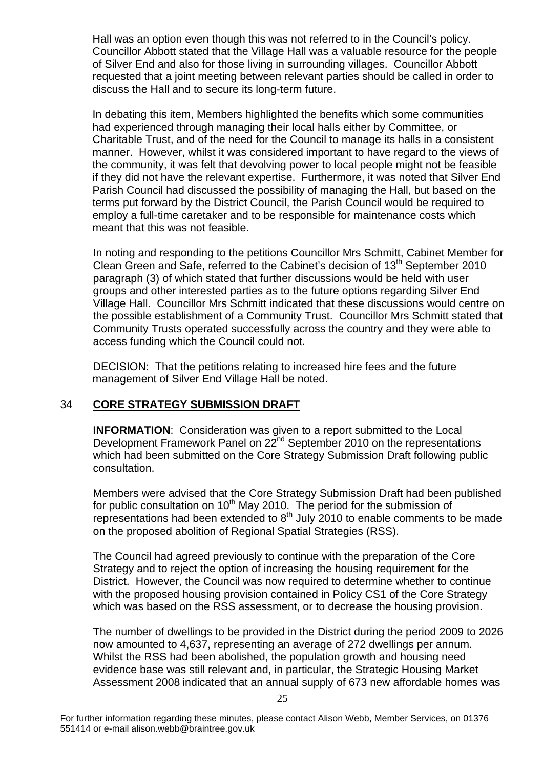Hall was an option even though this was not referred to in the Council's policy. Councillor Abbott stated that the Village Hall was a valuable resource for the people of Silver End and also for those living in surrounding villages. Councillor Abbott requested that a joint meeting between relevant parties should be called in order to discuss the Hall and to secure its long-term future.

In debating this item, Members highlighted the benefits which some communities had experienced through managing their local halls either by Committee, or Charitable Trust, and of the need for the Council to manage its halls in a consistent manner. However, whilst it was considered important to have regard to the views of the community, it was felt that devolving power to local people might not be feasible if they did not have the relevant expertise. Furthermore, it was noted that Silver End Parish Council had discussed the possibility of managing the Hall, but based on the terms put forward by the District Council, the Parish Council would be required to employ a full-time caretaker and to be responsible for maintenance costs which meant that this was not feasible.

In noting and responding to the petitions Councillor Mrs Schmitt, Cabinet Member for Clean Green and Safe, referred to the Cabinet's decision of 13th September 2010 paragraph (3) of which stated that further discussions would be held with user groups and other interested parties as to the future options regarding Silver End Village Hall. Councillor Mrs Schmitt indicated that these discussions would centre on the possible establishment of a Community Trust. Councillor Mrs Schmitt stated that Community Trusts operated successfully across the country and they were able to access funding which the Council could not.

DECISION: That the petitions relating to increased hire fees and the future management of Silver End Village Hall be noted.

## 34 CORE STRATEGY SUBMISSION DRAFT

**INFORMATION**: Consideration was given to a report submitted to the Local Development Framework Panel on 22nd September 2010 on the representations which had been submitted on the Core Strategy Submission Draft following public consultation.

Members were advised that the Core Strategy Submission Draft had been published for public consultation on 10th May 2010. The period for the submission of representations had been extended to 8th July 2010 to enable comments to be made on the proposed abolition of Regional Spatial Strategies (RSS).

The Council had agreed previously to continue with the preparation of the Core Strategy and to reject the option of increasing the housing requirement for the District. However, the Council was now required to determine whether to continue with the proposed housing provision contained in Policy CS1 of the Core Strategy which was based on the RSS assessment, or to decrease the housing provision.

The number of dwellings to be provided in the District during the period 2009 to 2026 now amounted to 4,637, representing an average of 272 dwellings per annum. Whilst the RSS had been abolished, the population growth and housing need evidence base was still relevant and, in particular, the Strategic Housing Market Assessment 2008 indicated that an annual supply of 673 new affordable homes was

For further information regarding these minutes, please contact Alison Webb, Member Services, on 01376 551414 or e-mail alison.webb@braintree.gov.uk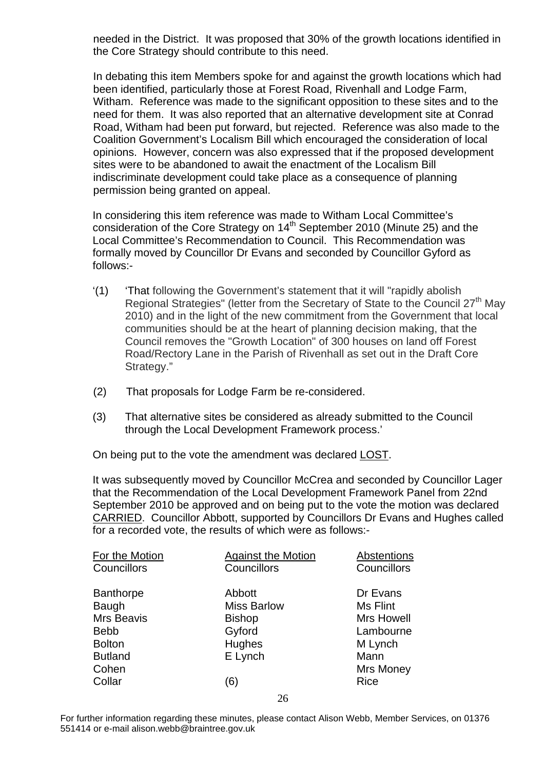needed in the District. It was proposed that 30% of the growth locations identified in the Core Strategy should contribute to this need.

In debating this item Members spoke for and against the growth locations which had been identified, particularly those at Forest Road, Rivenhall and Lodge Farm, Witham. Reference was made to the significant opposition to these sites and to the need for them. It was also reported that an alternative development site at Conrad Road, Witham had been put forward, but rejected. Reference was also made to the Coalition Government's Localism Bill which encouraged the consideration of local opinions. However, concern was also expressed that if the proposed development sites were to be abandoned to await the enactment of the Localism Bill indiscriminate development could take place as a consequence of planning permission being granted on appeal.

In considering this item reference was made to Witham Local Committee's consideration of the Core Strategy on 14th September 2010 (Minute 25) and the Local Committee's Recommendation to Council. This Recommendation was formally moved by Councillor Dr Evans and seconded by Councillor Gyford as follows:-

'(1) 'That following the Government's statement that it will "rapidly abolish Regional Strategies" (letter from the Secretary of State to the Council 27th May 2010) and in the light of the new commitment from the Government that local communities should be at the heart of planning decision making, that the Council removes the "Growth Location" of 300 houses on land off Forest Road/Rectory Lane in the Parish of Rivenhall as set out in the Draft Core Strategy."

(2) That proposals for Lodge Farm be re-considered.

(3) That alternative sites be considered as already submitted to the Council through the Local Development Framework process.'

On being put to the vote the amendment was declared LOST.

It was subsequently moved by Councillor McCrea and seconded by Councillor Lager that the Recommendation of the Local Development Framework Panel from 22nd September 2010 be approved and on being put to the vote the motion was declared CARRIED. Councillor Abbott, supported by Councillors Dr Evans and Hughes called for a recorded vote, the results of which were as follows:-

| For the Motion Councillors | Against the Motion Councillors | Abstentions Councillors |
|---|---|---|
| Banthorpe | Abbott | Dr Evans |
| Baugh | Miss Barlow | Ms Flint |
| Mrs Beavis | Bishop | Mrs Howell |
| Bebb | Gyford | Lambourne |
| Bolton | Hughes | M Lynch |
| Butland | E Lynch | Mann |
| Cohen | | Mrs Money |
| Collar | (6) | Rice |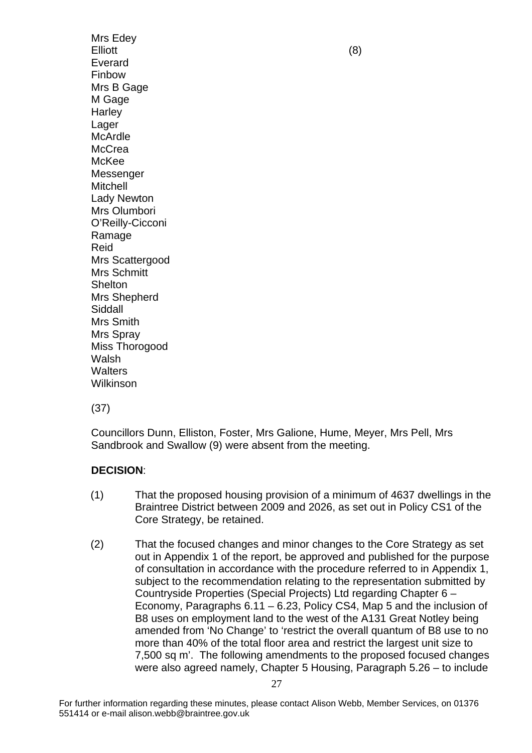Mrs Edey
Elliott (8)
Everard
Finbow
Mrs B Gage
M Gage
Harley
Lager
McArdle
McCrea
McKee
Messenger
Mitchell
Lady Newton
Mrs Olumbori
O'Reilly-Cicconi
Ramage
Reid
Mrs Scattergood
Mrs Schmitt
Shelton
Mrs Shepherd
Siddall
Mrs Smith
Mrs Spray
Miss Thorogood
Walsh
Walters
Wilkinson

(37)

Councillors Dunn, Elliston, Foster, Mrs Galione, Hume, Meyer, Mrs Pell, Mrs Sandbrook and Swallow (9) were absent from the meeting.

**DECISION**:

(1) That the proposed housing provision of a minimum of 4637 dwellings in the Braintree District between 2009 and 2026, as set out in Policy CS1 of the Core Strategy, be retained.

(2) That the focused changes and minor changes to the Core Strategy as set out in Appendix 1 of the report, be approved and published for the purpose of consultation in accordance with the procedure referred to in Appendix 1, subject to the recommendation relating to the representation submitted by Countryside Properties (Special Projects) Ltd regarding Chapter 6 – Economy, Paragraphs 6.11 – 6.23, Policy CS4, Map 5 and the inclusion of B8 uses on employment land to the west of the A131 Great Notley being amended from 'No Change' to 'restrict the overall quantum of B8 use to no more than 40% of the total floor area and restrict the largest unit size to 7,500 sq m'. The following amendments to the proposed focused changes were also agreed namely, Chapter 5 Housing, Paragraph 5.26 – to include

For further information regarding these minutes, please contact Alison Webb, Member Services, on 01376 551414 or e-mail alison.webb@braintree.gov.uk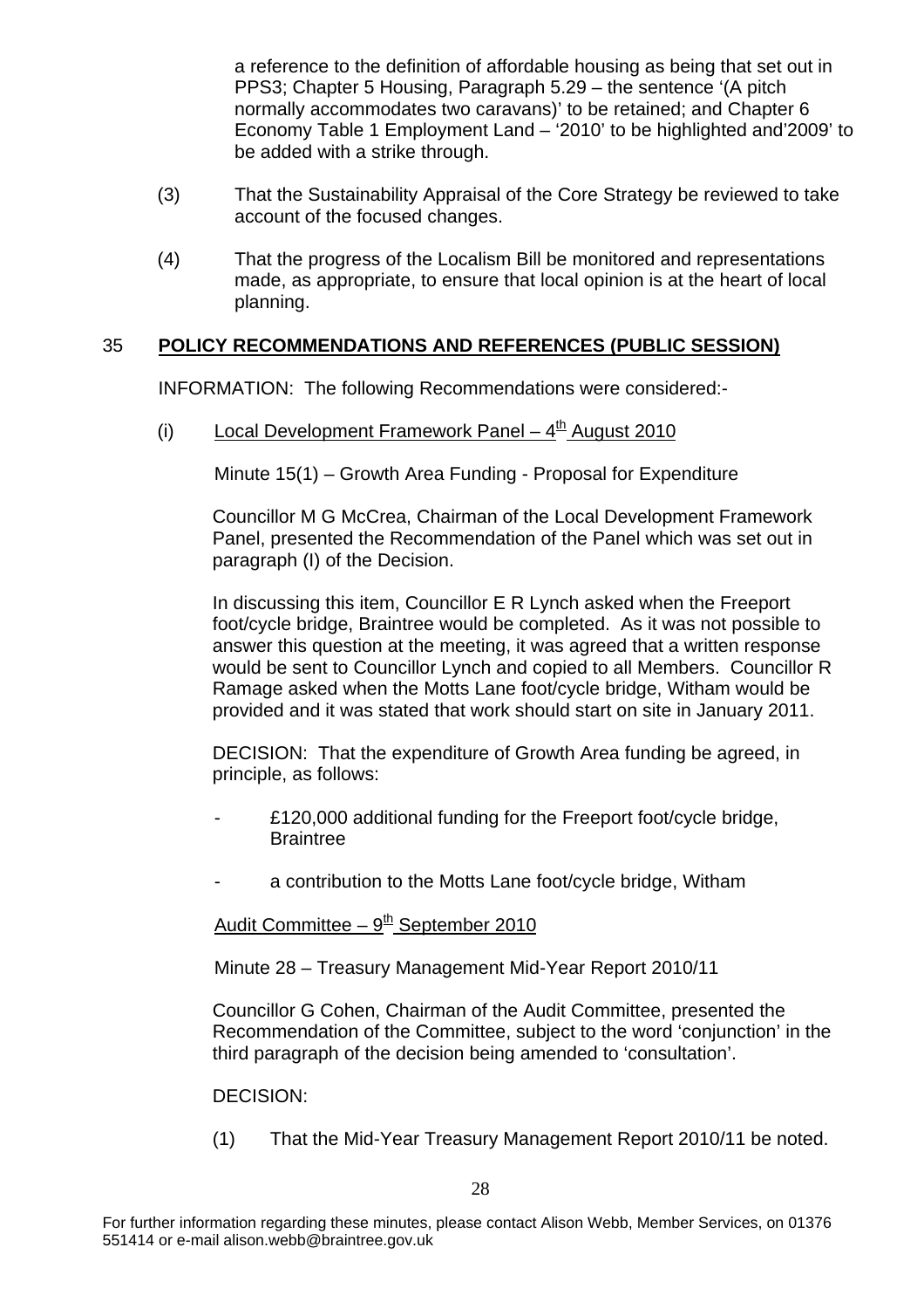a reference to the definition of affordable housing as being that set out in PPS3; Chapter 5 Housing, Paragraph 5.29 – the sentence '(A pitch normally accommodates two caravans)' to be retained; and Chapter 6 Economy Table 1 Employment Land – '2010' to be highlighted and'2009' to be added with a strike through.

(3) That the Sustainability Appraisal of the Core Strategy be reviewed to take account of the focused changes.

(4) That the progress of the Localism Bill be monitored and representations made, as appropriate, to ensure that local opinion is at the heart of local planning.

## 35 POLICY RECOMMENDATIONS AND REFERENCES (PUBLIC SESSION)

INFORMATION: The following Recommendations were considered:-

(i) Local Development Framework Panel – 4th August 2010

Minute 15(1) – Growth Area Funding - Proposal for Expenditure

Councillor M G McCrea, Chairman of the Local Development Framework Panel, presented the Recommendation of the Panel which was set out in paragraph (I) of the Decision.

In discussing this item, Councillor E R Lynch asked when the Freeport foot/cycle bridge, Braintree would be completed. As it was not possible to answer this question at the meeting, it was agreed that a written response would be sent to Councillor Lynch and copied to all Members. Councillor R Ramage asked when the Motts Lane foot/cycle bridge, Witham would be provided and it was stated that work should start on site in January 2011.

DECISION: That the expenditure of Growth Area funding be agreed, in principle, as follows:

- £120,000 additional funding for the Freeport foot/cycle bridge, Braintree
- a contribution to the Motts Lane foot/cycle bridge, Witham

Audit Committee – 9th September 2010

Minute 28 – Treasury Management Mid-Year Report 2010/11

Councillor G Cohen, Chairman of the Audit Committee, presented the Recommendation of the Committee, subject to the word 'conjunction' in the third paragraph of the decision being amended to 'consultation'.

DECISION:

(1) That the Mid-Year Treasury Management Report 2010/11 be noted.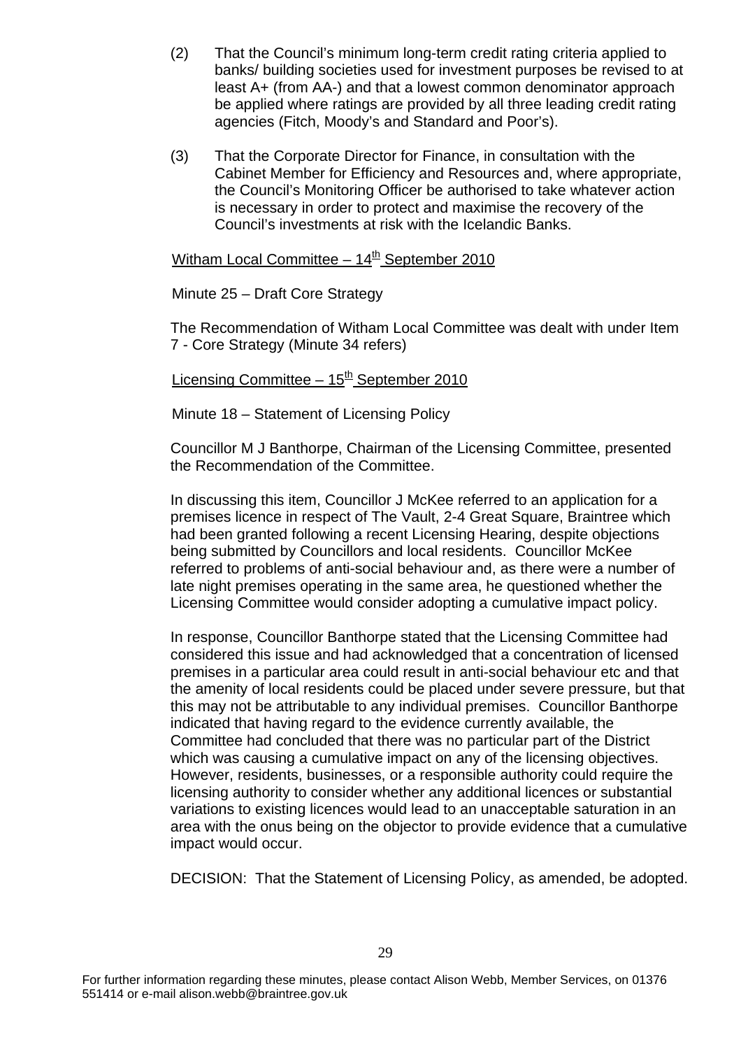(2) That the Council's minimum long-term credit rating criteria applied to banks/ building societies used for investment purposes be revised to at least A+ (from AA-) and that a lowest common denominator approach be applied where ratings are provided by all three leading credit rating agencies (Fitch, Moody's and Standard and Poor's).

(3) That the Corporate Director for Finance, in consultation with the Cabinet Member for Efficiency and Resources and, where appropriate, the Council's Monitoring Officer be authorised to take whatever action is necessary in order to protect and maximise the recovery of the Council's investments at risk with the Icelandic Banks.

Witham Local Committee – 14th September 2010

Minute 25 – Draft Core Strategy

The Recommendation of Witham Local Committee was dealt with under Item 7 - Core Strategy (Minute 34 refers)

Licensing Committee – 15th September 2010

Minute 18 – Statement of Licensing Policy

Councillor M J Banthorpe, Chairman of the Licensing Committee, presented the Recommendation of the Committee.

In discussing this item, Councillor J McKee referred to an application for a premises licence in respect of The Vault, 2-4 Great Square, Braintree which had been granted following a recent Licensing Hearing, despite objections being submitted by Councillors and local residents. Councillor McKee referred to problems of anti-social behaviour and, as there were a number of late night premises operating in the same area, he questioned whether the Licensing Committee would consider adopting a cumulative impact policy.

In response, Councillor Banthorpe stated that the Licensing Committee had considered this issue and had acknowledged that a concentration of licensed premises in a particular area could result in anti-social behaviour etc and that the amenity of local residents could be placed under severe pressure, but that this may not be attributable to any individual premises. Councillor Banthorpe indicated that having regard to the evidence currently available, the Committee had concluded that there was no particular part of the District which was causing a cumulative impact on any of the licensing objectives. However, residents, businesses, or a responsible authority could require the licensing authority to consider whether any additional licences or substantial variations to existing licences would lead to an unacceptable saturation in an area with the onus being on the objector to provide evidence that a cumulative impact would occur.

DECISION: That the Statement of Licensing Policy, as amended, be adopted.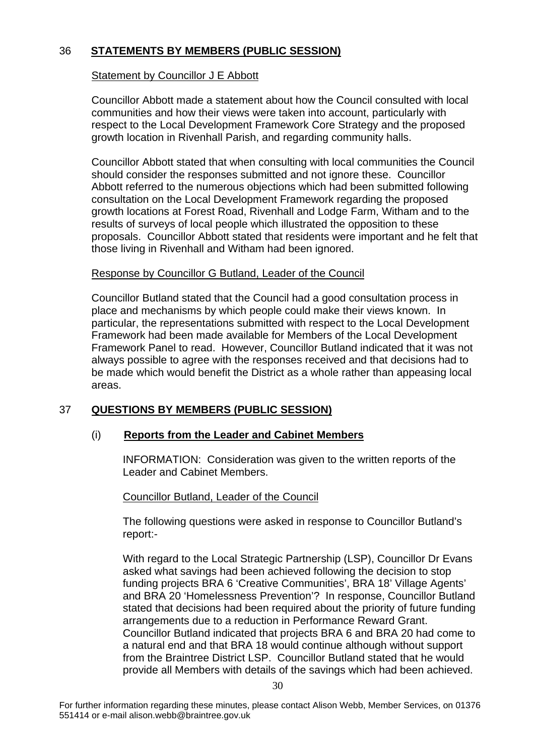## 36 STATEMENTS BY MEMBERS (PUBLIC SESSION)

Statement by Councillor J E Abbott

Councillor Abbott made a statement about how the Council consulted with local communities and how their views were taken into account, particularly with respect to the Local Development Framework Core Strategy and the proposed growth location in Rivenhall Parish, and regarding community halls.

Councillor Abbott stated that when consulting with local communities the Council should consider the responses submitted and not ignore these. Councillor Abbott referred to the numerous objections which had been submitted following consultation on the Local Development Framework regarding the proposed growth locations at Forest Road, Rivenhall and Lodge Farm, Witham and to the results of surveys of local people which illustrated the opposition to these proposals. Councillor Abbott stated that residents were important and he felt that those living in Rivenhall and Witham had been ignored.

Response by Councillor G Butland, Leader of the Council

Councillor Butland stated that the Council had a good consultation process in place and mechanisms by which people could make their views known. In particular, the representations submitted with respect to the Local Development Framework had been made available for Members of the Local Development Framework Panel to read. However, Councillor Butland indicated that it was not always possible to agree with the responses received and that decisions had to be made which would benefit the District as a whole rather than appeasing local areas.

## 37 QUESTIONS BY MEMBERS (PUBLIC SESSION)

### (i) Reports from the Leader and Cabinet Members

INFORMATION: Consideration was given to the written reports of the Leader and Cabinet Members.

Councillor Butland, Leader of the Council

The following questions were asked in response to Councillor Butland's report:-

With regard to the Local Strategic Partnership (LSP), Councillor Dr Evans asked what savings had been achieved following the decision to stop funding projects BRA 6 'Creative Communities', BRA 18' Village Agents' and BRA 20 'Homelessness Prevention'? In response, Councillor Butland stated that decisions had been required about the priority of future funding arrangements due to a reduction in Performance Reward Grant. Councillor Butland indicated that projects BRA 6 and BRA 20 had come to a natural end and that BRA 18 would continue although without support from the Braintree District LSP. Councillor Butland stated that he would provide all Members with details of the savings which had been achieved.

For further information regarding these minutes, please contact Alison Webb, Member Services, on 01376 551414 or e-mail alison.webb@braintree.gov.uk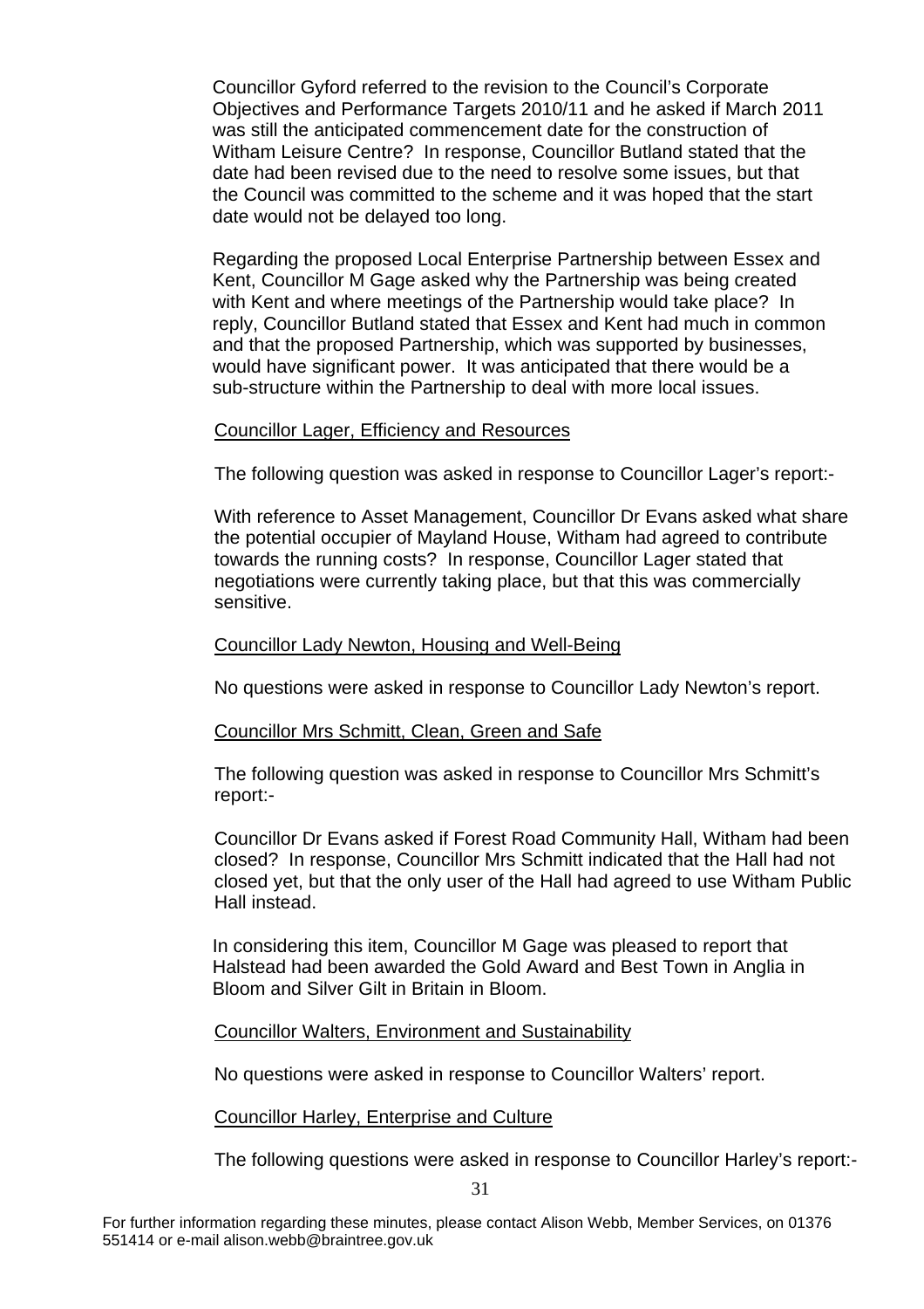Councillor Gyford referred to the revision to the Council's Corporate Objectives and Performance Targets 2010/11 and he asked if March 2011 was still the anticipated commencement date for the construction of Witham Leisure Centre? In response, Councillor Butland stated that the date had been revised due to the need to resolve some issues, but that the Council was committed to the scheme and it was hoped that the start date would not be delayed too long.

Regarding the proposed Local Enterprise Partnership between Essex and Kent, Councillor M Gage asked why the Partnership was being created with Kent and where meetings of the Partnership would take place? In reply, Councillor Butland stated that Essex and Kent had much in common and that the proposed Partnership, which was supported by businesses, would have significant power. It was anticipated that there would be a sub-structure within the Partnership to deal with more local issues.

<u>Councillor Lager, Efficiency and Resources</u>

The following question was asked in response to Councillor Lager's report:-

With reference to Asset Management, Councillor Dr Evans asked what share the potential occupier of Mayland House, Witham had agreed to contribute towards the running costs? In response, Councillor Lager stated that negotiations were currently taking place, but that this was commercially sensitive.

<u>Councillor Lady Newton, Housing and Well-Being</u>

No questions were asked in response to Councillor Lady Newton's report.

<u>Councillor Mrs Schmitt, Clean, Green and Safe</u>

The following question was asked in response to Councillor Mrs Schmitt's report:-

Councillor Dr Evans asked if Forest Road Community Hall, Witham had been closed? In response, Councillor Mrs Schmitt indicated that the Hall had not closed yet, but that the only user of the Hall had agreed to use Witham Public Hall instead.

In considering this item, Councillor M Gage was pleased to report that Halstead had been awarded the Gold Award and Best Town in Anglia in Bloom and Silver Gilt in Britain in Bloom.

<u>Councillor Walters, Environment and Sustainability</u>

No questions were asked in response to Councillor Walters' report.

<u>Councillor Harley, Enterprise and Culture</u>

The following questions were asked in response to Councillor Harley's report:-

For further information regarding these minutes, please contact Alison Webb, Member Services, on 01376 551414 or e-mail alison.webb@braintree.gov.uk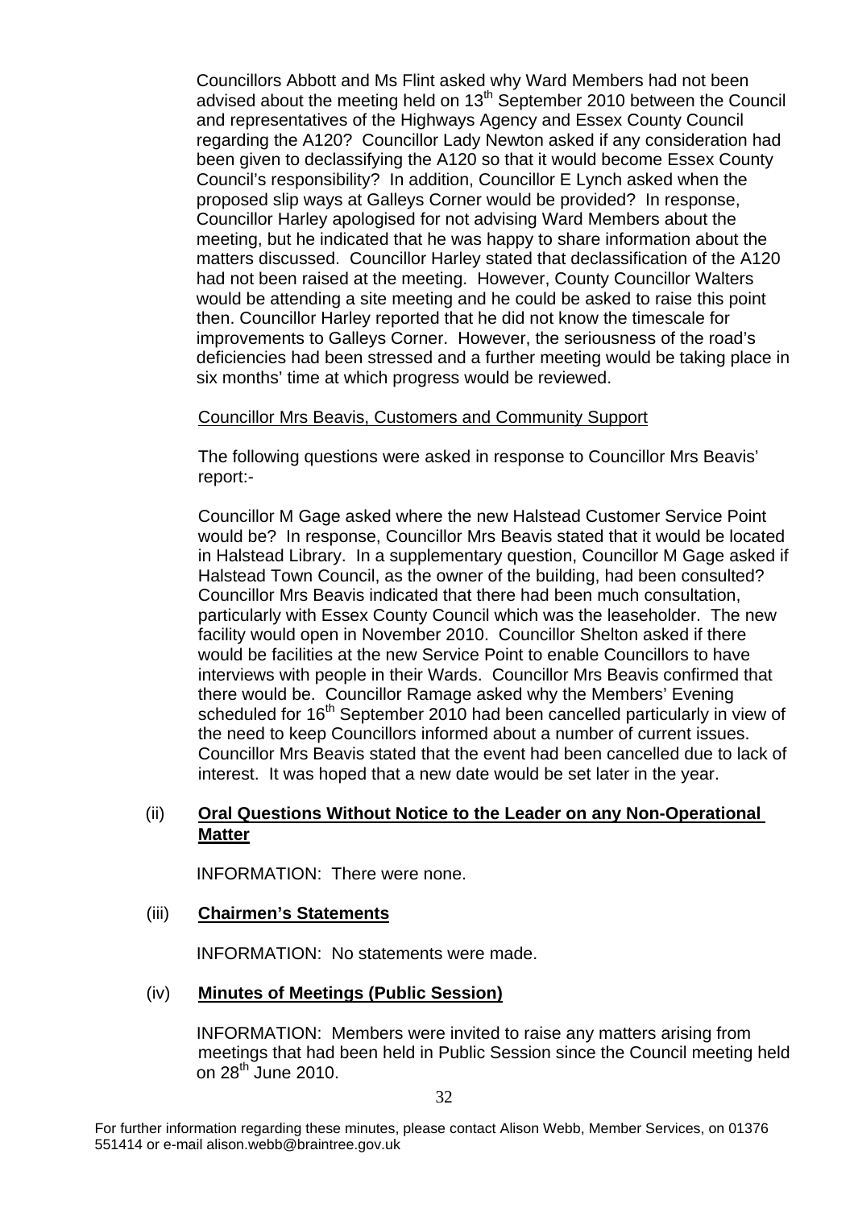Councillors Abbott and Ms Flint asked why Ward Members had not been advised about the meeting held on 13th September 2010 between the Council and representatives of the Highways Agency and Essex County Council regarding the A120? Councillor Lady Newton asked if any consideration had been given to declassifying the A120 so that it would become Essex County Council's responsibility? In addition, Councillor E Lynch asked when the proposed slip ways at Galleys Corner would be provided? In response, Councillor Harley apologised for not advising Ward Members about the meeting, but he indicated that he was happy to share information about the matters discussed. Councillor Harley stated that declassification of the A120 had not been raised at the meeting. However, County Councillor Walters would be attending a site meeting and he could be asked to raise this point then. Councillor Harley reported that he did not know the timescale for improvements to Galleys Corner. However, the seriousness of the road's deficiencies had been stressed and a further meeting would be taking place in six months' time at which progress would be reviewed.

Councillor Mrs Beavis, Customers and Community Support

The following questions were asked in response to Councillor Mrs Beavis' report:-

Councillor M Gage asked where the new Halstead Customer Service Point would be? In response, Councillor Mrs Beavis stated that it would be located in Halstead Library. In a supplementary question, Councillor M Gage asked if Halstead Town Council, as the owner of the building, had been consulted? Councillor Mrs Beavis indicated that there had been much consultation, particularly with Essex County Council which was the leaseholder. The new facility would open in November 2010. Councillor Shelton asked if there would be facilities at the new Service Point to enable Councillors to have interviews with people in their Wards. Councillor Mrs Beavis confirmed that there would be. Councillor Ramage asked why the Members' Evening scheduled for 16th September 2010 had been cancelled particularly in view of the need to keep Councillors informed about a number of current issues. Councillor Mrs Beavis stated that the event had been cancelled due to lack of interest. It was hoped that a new date would be set later in the year.

(ii) **Oral Questions Without Notice to the Leader on any Non-Operational Matter**

INFORMATION: There were none.

(iii) **Chairmen's Statements**

INFORMATION: No statements were made.

(iv) **Minutes of Meetings (Public Session)**

INFORMATION: Members were invited to raise any matters arising from meetings that had been held in Public Session since the Council meeting held on 28th June 2010.

For further information regarding these minutes, please contact Alison Webb, Member Services, on 01376 551414 or e-mail alison.webb@braintree.gov.uk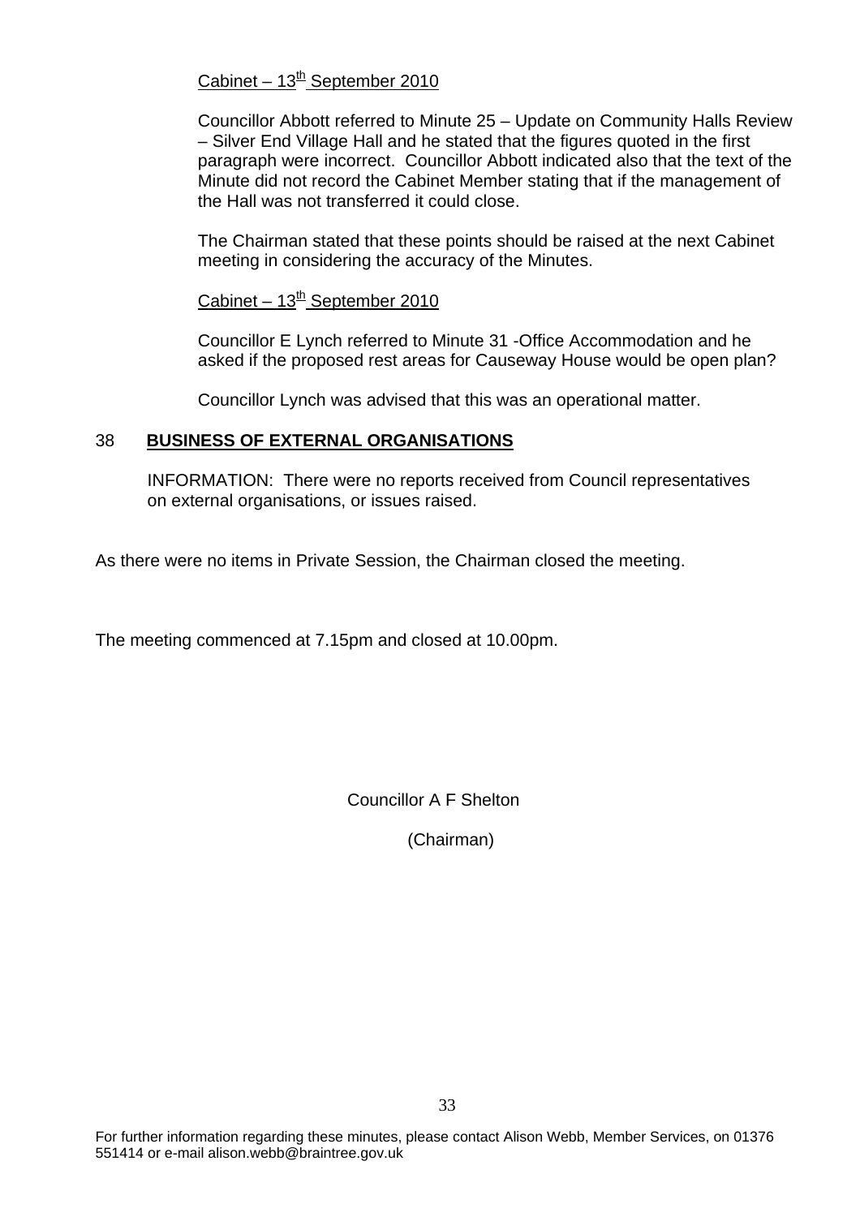Cabinet – 13th September 2010

Councillor Abbott referred to Minute 25 – Update on Community Halls Review – Silver End Village Hall and he stated that the figures quoted in the first paragraph were incorrect. Councillor Abbott indicated also that the text of the Minute did not record the Cabinet Member stating that if the management of the Hall was not transferred it could close.

The Chairman stated that these points should be raised at the next Cabinet meeting in considering the accuracy of the Minutes.

Cabinet – 13th September 2010

Councillor E Lynch referred to Minute 31 -Office Accommodation and he asked if the proposed rest areas for Causeway House would be open plan?

Councillor Lynch was advised that this was an operational matter.

## 38 BUSINESS OF EXTERNAL ORGANISATIONS

INFORMATION: There were no reports received from Council representatives on external organisations, or issues raised.

As there were no items in Private Session, the Chairman closed the meeting.

The meeting commenced at 7.15pm and closed at 10.00pm.

Councillor A F Shelton

(Chairman)

For further information regarding these minutes, please contact Alison Webb, Member Services, on 01376 551414 or e-mail alison.webb@braintree.gov.uk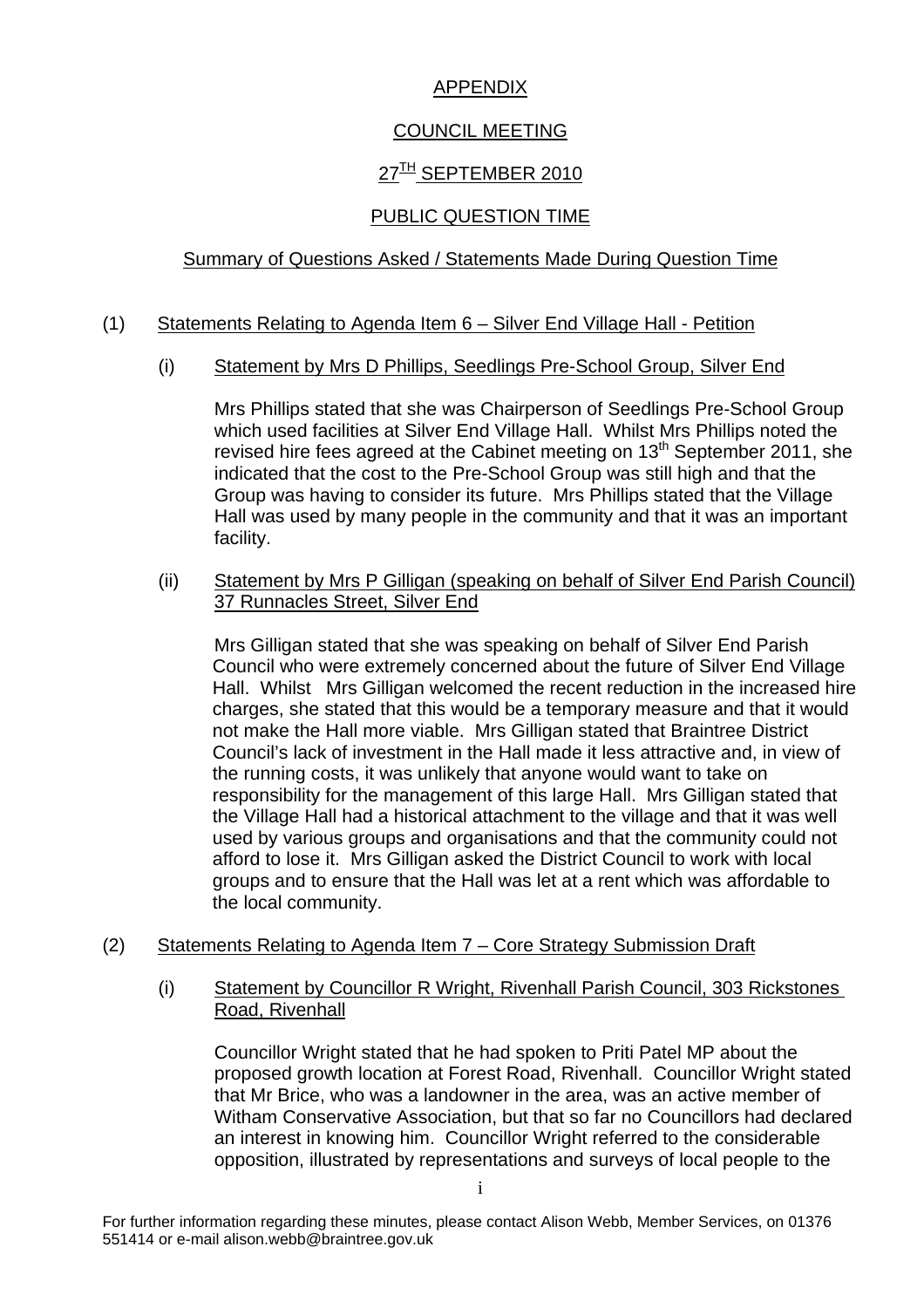APPENDIX

COUNCIL MEETING

27TH SEPTEMBER 2010

PUBLIC QUESTION TIME

Summary of Questions Asked / Statements Made During Question Time

(1) Statements Relating to Agenda Item 6 – Silver End Village Hall - Petition

(i) Statement by Mrs D Phillips, Seedlings Pre-School Group, Silver End

Mrs Phillips stated that she was Chairperson of Seedlings Pre-School Group which used facilities at Silver End Village Hall. Whilst Mrs Phillips noted the revised hire fees agreed at the Cabinet meeting on 13th September 2011, she indicated that the cost to the Pre-School Group was still high and that the Group was having to consider its future. Mrs Phillips stated that the Village Hall was used by many people in the community and that it was an important facility.

(ii) Statement by Mrs P Gilligan (speaking on behalf of Silver End Parish Council) 37 Runnacles Street, Silver End

Mrs Gilligan stated that she was speaking on behalf of Silver End Parish Council who were extremely concerned about the future of Silver End Village Hall. Whilst Mrs Gilligan welcomed the recent reduction in the increased hire charges, she stated that this would be a temporary measure and that it would not make the Hall more viable. Mrs Gilligan stated that Braintree District Council's lack of investment in the Hall made it less attractive and, in view of the running costs, it was unlikely that anyone would want to take on responsibility for the management of this large Hall. Mrs Gilligan stated that the Village Hall had a historical attachment to the village and that it was well used by various groups and organisations and that the community could not afford to lose it. Mrs Gilligan asked the District Council to work with local groups and to ensure that the Hall was let at a rent which was affordable to the local community.

(2) Statements Relating to Agenda Item 7 – Core Strategy Submission Draft

(i) Statement by Councillor R Wright, Rivenhall Parish Council, 303 Rickstones Road, Rivenhall

Councillor Wright stated that he had spoken to Priti Patel MP about the proposed growth location at Forest Road, Rivenhall. Councillor Wright stated that Mr Brice, who was a landowner in the area, was an active member of Witham Conservative Association, but that so far no Councillors had declared an interest in knowing him. Councillor Wright referred to the considerable opposition, illustrated by representations and surveys of local people to the

For further information regarding these minutes, please contact Alison Webb, Member Services, on 01376 551414 or e-mail alison.webb@braintree.gov.uk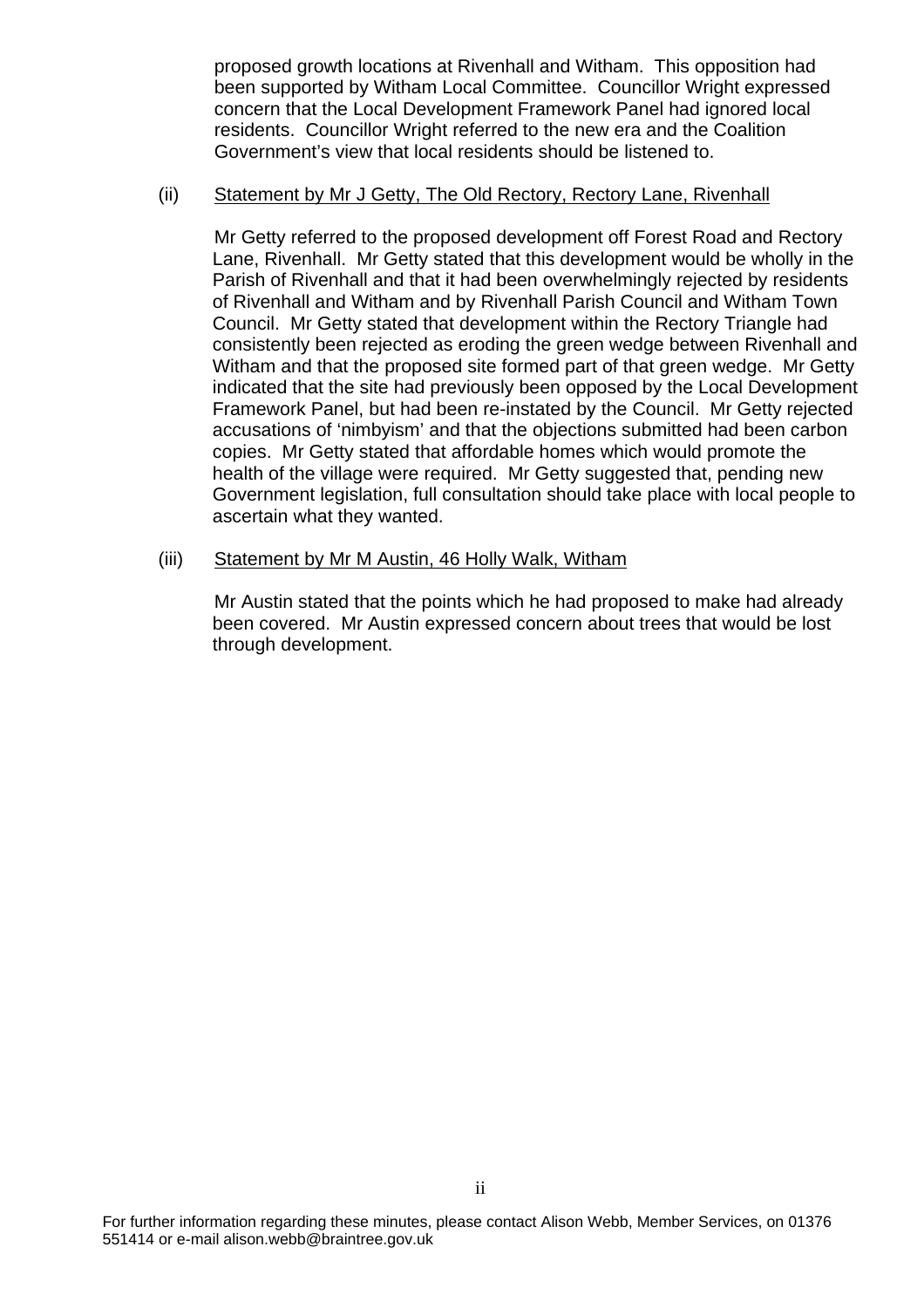proposed growth locations at Rivenhall and Witham. This opposition had been supported by Witham Local Committee. Councillor Wright expressed concern that the Local Development Framework Panel had ignored local residents. Councillor Wright referred to the new era and the Coalition Government's view that local residents should be listened to.

(ii) Statement by Mr J Getty, The Old Rectory, Rectory Lane, Rivenhall

Mr Getty referred to the proposed development off Forest Road and Rectory Lane, Rivenhall. Mr Getty stated that this development would be wholly in the Parish of Rivenhall and that it had been overwhelmingly rejected by residents of Rivenhall and Witham and by Rivenhall Parish Council and Witham Town Council. Mr Getty stated that development within the Rectory Triangle had consistently been rejected as eroding the green wedge between Rivenhall and Witham and that the proposed site formed part of that green wedge. Mr Getty indicated that the site had previously been opposed by the Local Development Framework Panel, but had been re-instated by the Council. Mr Getty rejected accusations of 'nimbyism' and that the objections submitted had been carbon copies. Mr Getty stated that affordable homes which would promote the health of the village were required. Mr Getty suggested that, pending new Government legislation, full consultation should take place with local people to ascertain what they wanted.

(iii) Statement by Mr M Austin, 46 Holly Walk, Witham

Mr Austin stated that the points which he had proposed to make had already been covered. Mr Austin expressed concern about trees that would be lost through development.

For further information regarding these minutes, please contact Alison Webb, Member Services, on 01376 551414 or e-mail alison.webb@braintree.gov.uk